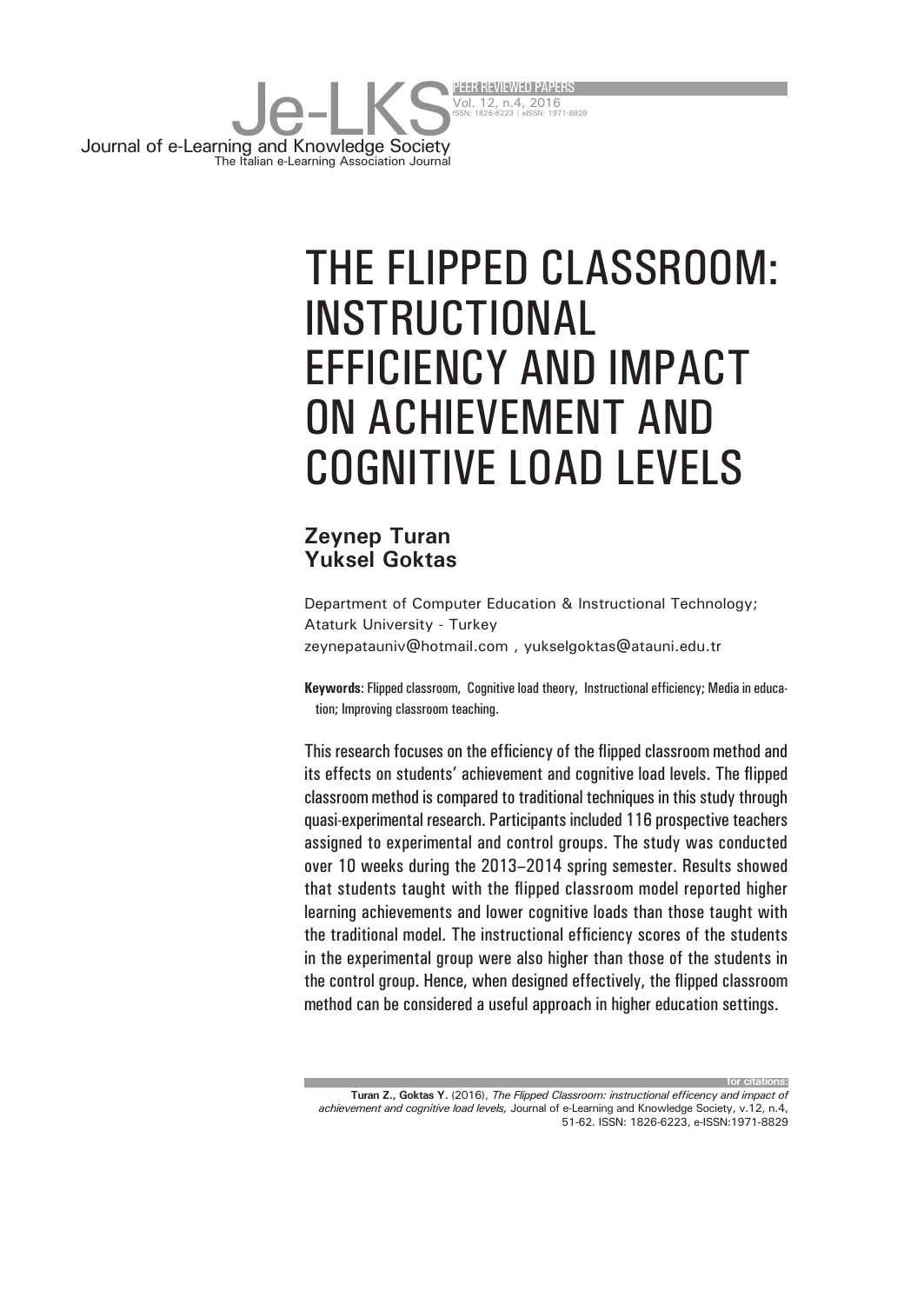# THE FLIPPED CLASSROOM: INSTRUCTIONAL EFFICIENCY AND IMPACT ON ACHIEVEMENT AND COGNITIVE LOAD LEVELS

**Zeynep Turan**
**Yuksel Goktas**

Department of Computer Education & Instructional Technology; Ataturk University - Turkey
zeynepatauniv@hotmail.com , yukselgoktas@atauni.edu.tr

**Keywords:** Flipped classroom, Cognitive load theory, Instructional efficiency; Media in education; Improving classroom teaching.

This research focuses on the efficiency of the flipped classroom method and its effects on students' achievement and cognitive load levels. The flipped classroom method is compared to traditional techniques in this study through quasi-experimental research. Participants included 116 prospective teachers assigned to experimental and control groups. The study was conducted over 10 weeks during the 2013–2014 spring semester. Results showed that students taught with the flipped classroom model reported higher learning achievements and lower cognitive loads than those taught with the traditional model. The instructional efficiency scores of the students in the experimental group were also higher than those of the students in the control group. Hence, when designed effectively, the flipped classroom method can be considered a useful approach in higher education settings.

**for citations:**

**Turan Z., Goktas Y.** (2016), *The Flipped Classroom: instructional efficency and impact of achievement and cognitive load levels,* Journal of e-Learning and Knowledge Society, v.12, n.4, 51-62. ISSN: 1826-6223, e-ISSN:1971-8829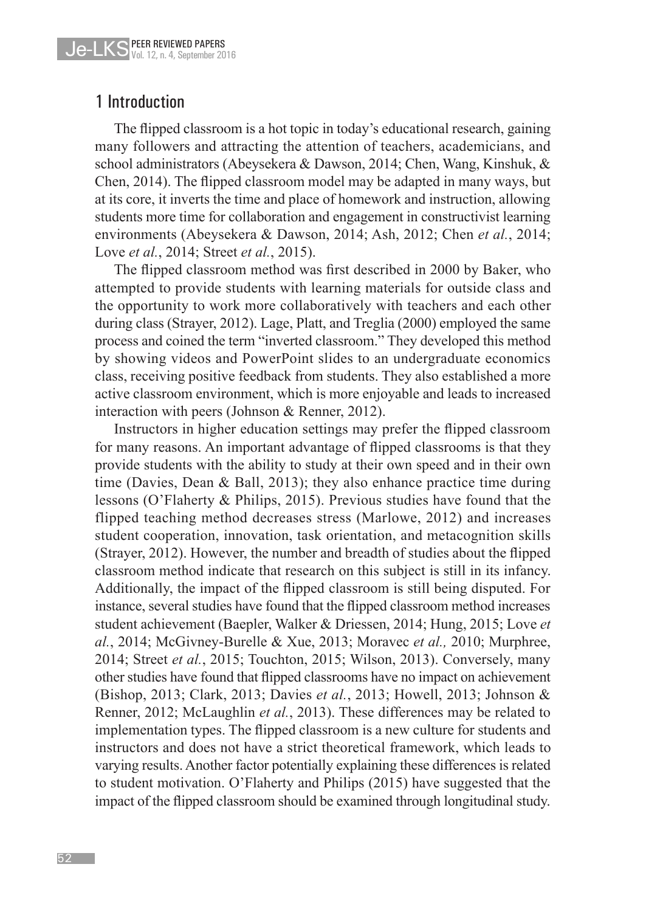## 1 Introduction

The flipped classroom is a hot topic in today's educational research, gaining many followers and attracting the attention of teachers, academicians, and school administrators (Abeysekera & Dawson, 2014; Chen, Wang, Kinshuk, & Chen, 2014). The flipped classroom model may be adapted in many ways, but at its core, it inverts the time and place of homework and instruction, allowing students more time for collaboration and engagement in constructivist learning environments (Abeysekera & Dawson, 2014; Ash, 2012; Chen *et al.*, 2014; Love *et al.*, 2014; Street *et al.*, 2015).

The flipped classroom method was first described in 2000 by Baker, who attempted to provide students with learning materials for outside class and the opportunity to work more collaboratively with teachers and each other during class (Strayer, 2012). Lage, Platt, and Treglia (2000) employed the same process and coined the term "inverted classroom." They developed this method by showing videos and PowerPoint slides to an undergraduate economics class, receiving positive feedback from students. They also established a more active classroom environment, which is more enjoyable and leads to increased interaction with peers (Johnson & Renner, 2012).

Instructors in higher education settings may prefer the flipped classroom for many reasons. An important advantage of flipped classrooms is that they provide students with the ability to study at their own speed and in their own time (Davies, Dean & Ball, 2013); they also enhance practice time during lessons (O'Flaherty & Philips, 2015). Previous studies have found that the flipped teaching method decreases stress (Marlowe, 2012) and increases student cooperation, innovation, task orientation, and metacognition skills (Strayer, 2012). However, the number and breadth of studies about the flipped classroom method indicate that research on this subject is still in its infancy. Additionally, the impact of the flipped classroom is still being disputed. For instance, several studies have found that the flipped classroom method increases student achievement (Baepler, Walker & Driessen, 2014; Hung, 2015; Love *et al.*, 2014; McGivney-Burelle & Xue, 2013; Moravec *et al.,* 2010; Murphree, 2014; Street *et al.*, 2015; Touchton, 2015; Wilson, 2013). Conversely, many other studies have found that flipped classrooms have no impact on achievement (Bishop, 2013; Clark, 2013; Davies *et al.*, 2013; Howell, 2013; Johnson & Renner, 2012; McLaughlin *et al.*, 2013). These differences may be related to implementation types. The flipped classroom is a new culture for students and instructors and does not have a strict theoretical framework, which leads to varying results. Another factor potentially explaining these differences is related to student motivation. O'Flaherty and Philips (2015) have suggested that the impact of the flipped classroom should be examined through longitudinal study.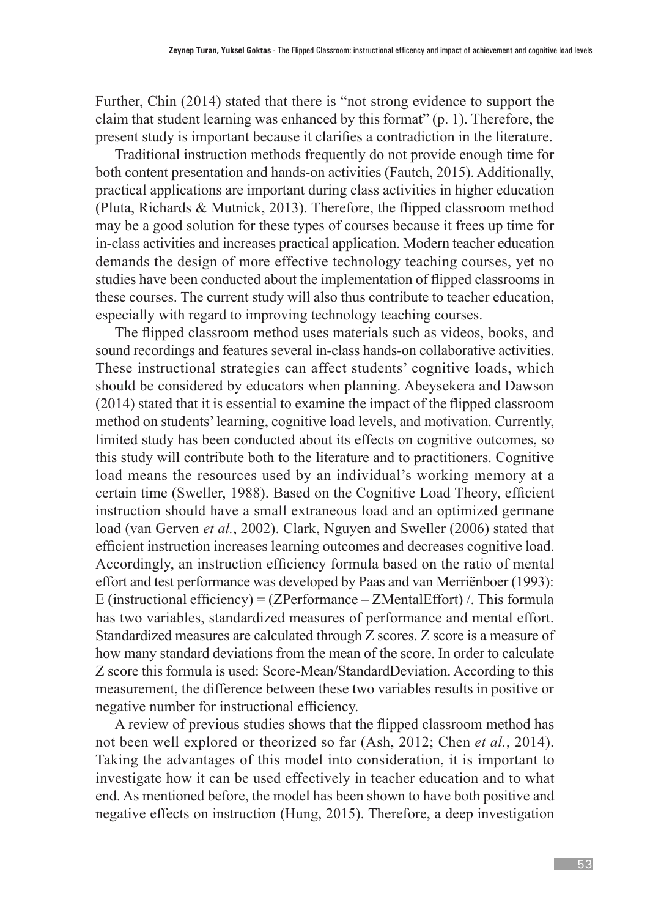Further, Chin (2014) stated that there is "not strong evidence to support the claim that student learning was enhanced by this format" (p. 1). Therefore, the present study is important because it clarifies a contradiction in the literature.

Traditional instruction methods frequently do not provide enough time for both content presentation and hands-on activities (Fautch, 2015). Additionally, practical applications are important during class activities in higher education (Pluta, Richards & Mutnick, 2013). Therefore, the flipped classroom method may be a good solution for these types of courses because it frees up time for in-class activities and increases practical application. Modern teacher education demands the design of more effective technology teaching courses, yet no studies have been conducted about the implementation of flipped classrooms in these courses. The current study will also thus contribute to teacher education, especially with regard to improving technology teaching courses.

The flipped classroom method uses materials such as videos, books, and sound recordings and features several in-class hands-on collaborative activities. These instructional strategies can affect students' cognitive loads, which should be considered by educators when planning. Abeysekera and Dawson (2014) stated that it is essential to examine the impact of the flipped classroom method on students' learning, cognitive load levels, and motivation. Currently, limited study has been conducted about its effects on cognitive outcomes, so this study will contribute both to the literature and to practitioners. Cognitive load means the resources used by an individual's working memory at a certain time (Sweller, 1988). Based on the Cognitive Load Theory, efficient instruction should have a small extraneous load and an optimized germane load (van Gerven *et al.*, 2002). Clark, Nguyen and Sweller (2006) stated that efficient instruction increases learning outcomes and decreases cognitive load. Accordingly, an instruction efficiency formula based on the ratio of mental effort and test performance was developed by Paas and van Merriënboer (1993): E (instructional efficiency) = (ZPerformance – ZMentalEffort) /. This formula has two variables, standardized measures of performance and mental effort. Standardized measures are calculated through Z scores. Z score is a measure of how many standard deviations from the mean of the score. In order to calculate Z score this formula is used: Score-Mean/StandardDeviation. According to this measurement, the difference between these two variables results in positive or negative number for instructional efficiency.

A review of previous studies shows that the flipped classroom method has not been well explored or theorized so far (Ash, 2012; Chen *et al.*, 2014). Taking the advantages of this model into consideration, it is important to investigate how it can be used effectively in teacher education and to what end. As mentioned before, the model has been shown to have both positive and negative effects on instruction (Hung, 2015). Therefore, a deep investigation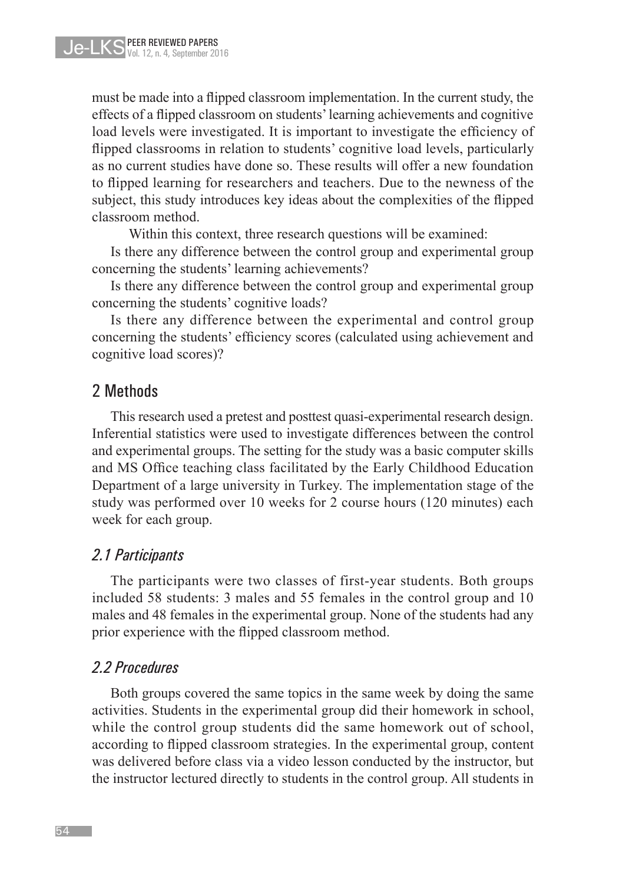must be made into a flipped classroom implementation. In the current study, the effects of a flipped classroom on students' learning achievements and cognitive load levels were investigated. It is important to investigate the efficiency of flipped classrooms in relation to students' cognitive load levels, particularly as no current studies have done so. These results will offer a new foundation to flipped learning for researchers and teachers. Due to the newness of the subject, this study introduces key ideas about the complexities of the flipped classroom method.

Within this context, three research questions will be examined:

Is there any difference between the control group and experimental group concerning the students' learning achievements?

Is there any difference between the control group and experimental group concerning the students' cognitive loads?

Is there any difference between the experimental and control group concerning the students' efficiency scores (calculated using achievement and cognitive load scores)?

## 2 Methods

This research used a pretest and posttest quasi-experimental research design. Inferential statistics were used to investigate differences between the control and experimental groups. The setting for the study was a basic computer skills and MS Office teaching class facilitated by the Early Childhood Education Department of a large university in Turkey. The implementation stage of the study was performed over 10 weeks for 2 course hours (120 minutes) each week for each group.

### *2.1 Participants*

The participants were two classes of first-year students. Both groups included 58 students: 3 males and 55 females in the control group and 10 males and 48 females in the experimental group. None of the students had any prior experience with the flipped classroom method.

### *2.2 Procedures*

Both groups covered the same topics in the same week by doing the same activities. Students in the experimental group did their homework in school, while the control group students did the same homework out of school, according to flipped classroom strategies. In the experimental group, content was delivered before class via a video lesson conducted by the instructor, but the instructor lectured directly to students in the control group. All students in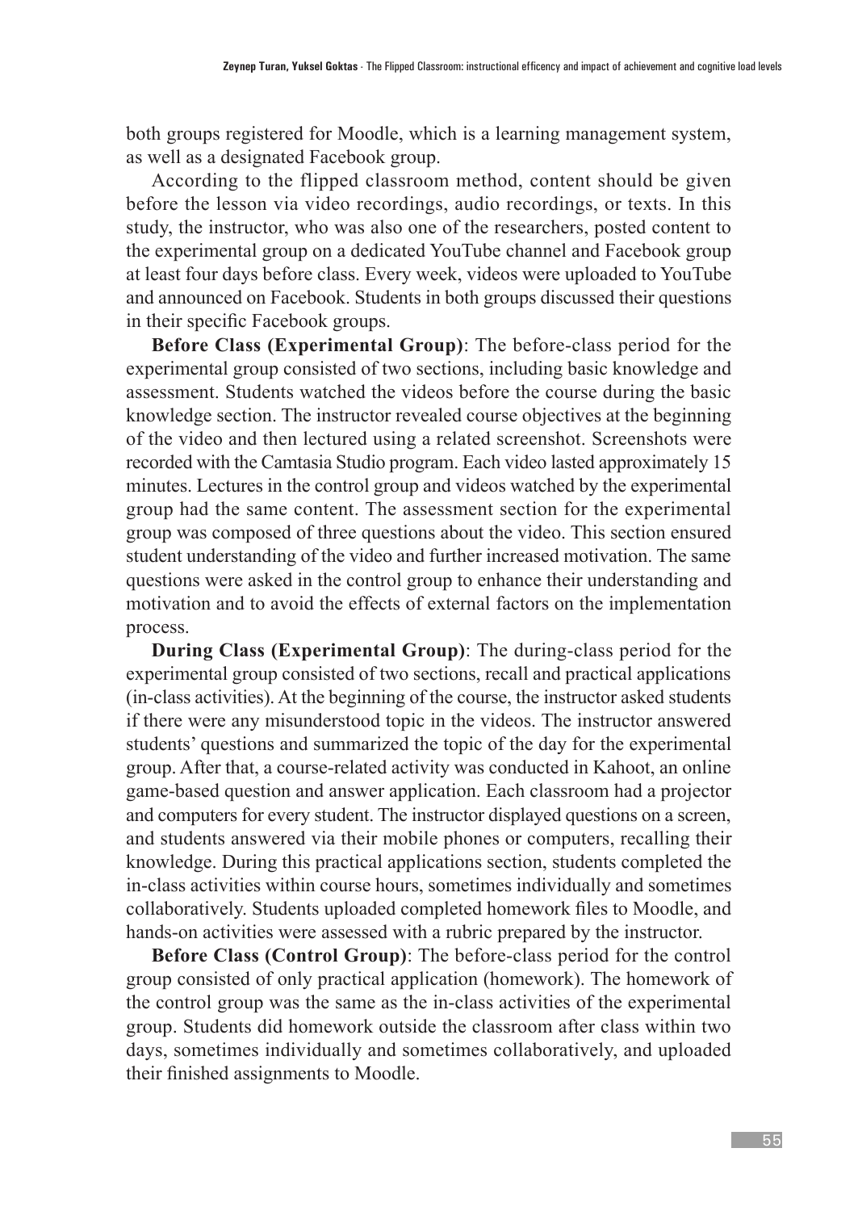both groups registered for Moodle, which is a learning management system, as well as a designated Facebook group.

According to the flipped classroom method, content should be given before the lesson via video recordings, audio recordings, or texts. In this study, the instructor, who was also one of the researchers, posted content to the experimental group on a dedicated YouTube channel and Facebook group at least four days before class. Every week, videos were uploaded to YouTube and announced on Facebook. Students in both groups discussed their questions in their specific Facebook groups.

**Before Class (Experimental Group)**: The before-class period for the experimental group consisted of two sections, including basic knowledge and assessment. Students watched the videos before the course during the basic knowledge section. The instructor revealed course objectives at the beginning of the video and then lectured using a related screenshot. Screenshots were recorded with the Camtasia Studio program. Each video lasted approximately 15 minutes. Lectures in the control group and videos watched by the experimental group had the same content. The assessment section for the experimental group was composed of three questions about the video. This section ensured student understanding of the video and further increased motivation. The same questions were asked in the control group to enhance their understanding and motivation and to avoid the effects of external factors on the implementation process.

**During Class (Experimental Group)**: The during-class period for the experimental group consisted of two sections, recall and practical applications (in-class activities). At the beginning of the course, the instructor asked students if there were any misunderstood topic in the videos. The instructor answered students' questions and summarized the topic of the day for the experimental group. After that, a course-related activity was conducted in Kahoot, an online game-based question and answer application. Each classroom had a projector and computers for every student. The instructor displayed questions on a screen, and students answered via their mobile phones or computers, recalling their knowledge. During this practical applications section, students completed the in-class activities within course hours, sometimes individually and sometimes collaboratively. Students uploaded completed homework files to Moodle, and hands-on activities were assessed with a rubric prepared by the instructor.

**Before Class (Control Group)**: The before-class period for the control group consisted of only practical application (homework). The homework of the control group was the same as the in-class activities of the experimental group. Students did homework outside the classroom after class within two days, sometimes individually and sometimes collaboratively, and uploaded their finished assignments to Moodle.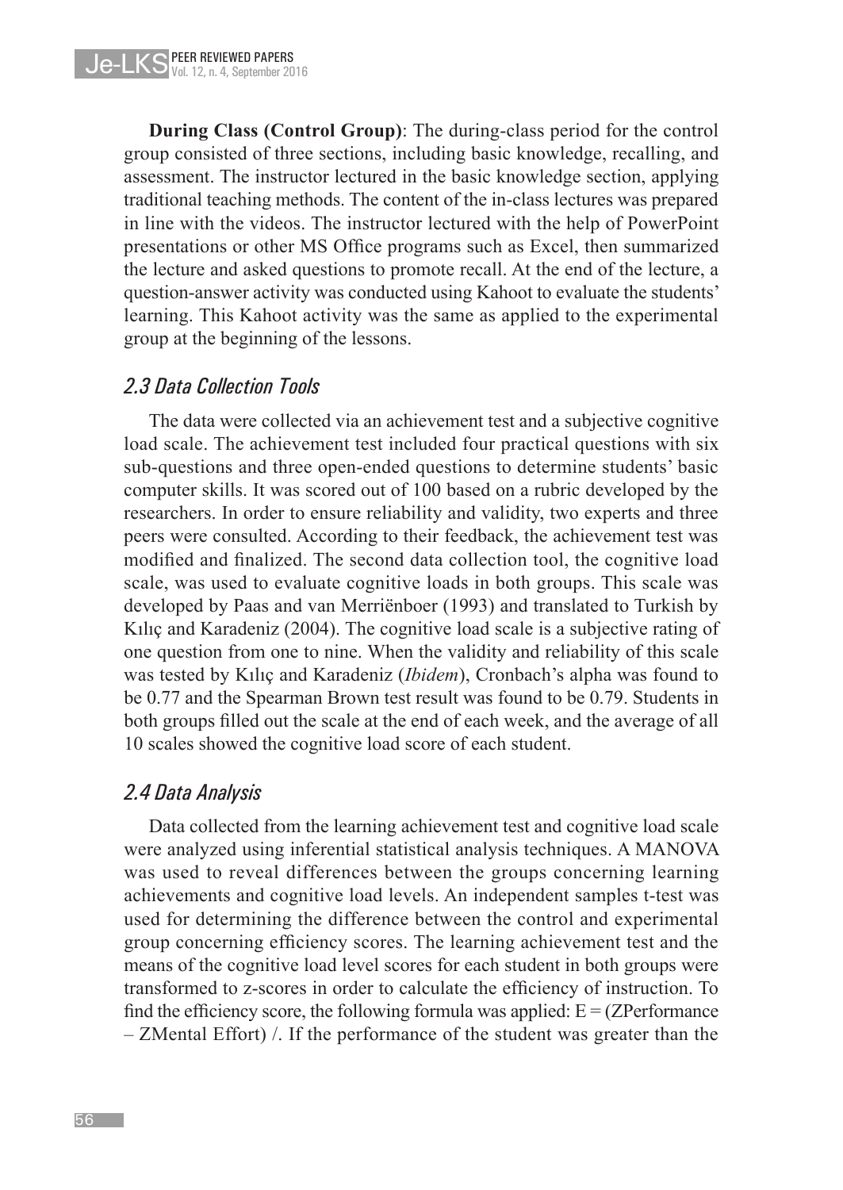**During Class (Control Group)**: The during-class period for the control group consisted of three sections, including basic knowledge, recalling, and assessment. The instructor lectured in the basic knowledge section, applying traditional teaching methods. The content of the in-class lectures was prepared in line with the videos. The instructor lectured with the help of PowerPoint presentations or other MS Office programs such as Excel, then summarized the lecture and asked questions to promote recall. At the end of the lecture, a question-answer activity was conducted using Kahoot to evaluate the students' learning. This Kahoot activity was the same as applied to the experimental group at the beginning of the lessons.

## *2.3 Data Collection Tools*

The data were collected via an achievement test and a subjective cognitive load scale. The achievement test included four practical questions with six sub-questions and three open-ended questions to determine students' basic computer skills. It was scored out of 100 based on a rubric developed by the researchers. In order to ensure reliability and validity, two experts and three peers were consulted. According to their feedback, the achievement test was modified and finalized. The second data collection tool, the cognitive load scale, was used to evaluate cognitive loads in both groups. This scale was developed by Paas and van Merriënboer (1993) and translated to Turkish by Kılıç and Karadeniz (2004). The cognitive load scale is a subjective rating of one question from one to nine. When the validity and reliability of this scale was tested by Kılıç and Karadeniz (*Ibidem*), Cronbach's alpha was found to be 0.77 and the Spearman Brown test result was found to be 0.79. Students in both groups filled out the scale at the end of each week, and the average of all 10 scales showed the cognitive load score of each student.

## *2.4 Data Analysis*

Data collected from the learning achievement test and cognitive load scale were analyzed using inferential statistical analysis techniques. A MANOVA was used to reveal differences between the groups concerning learning achievements and cognitive load levels. An independent samples t-test was used for determining the difference between the control and experimental group concerning efficiency scores. The learning achievement test and the means of the cognitive load level scores for each student in both groups were transformed to z-scores in order to calculate the efficiency of instruction. To find the efficiency score, the following formula was applied: E = (ZPerformance – ZMental Effort) /. If the performance of the student was greater than the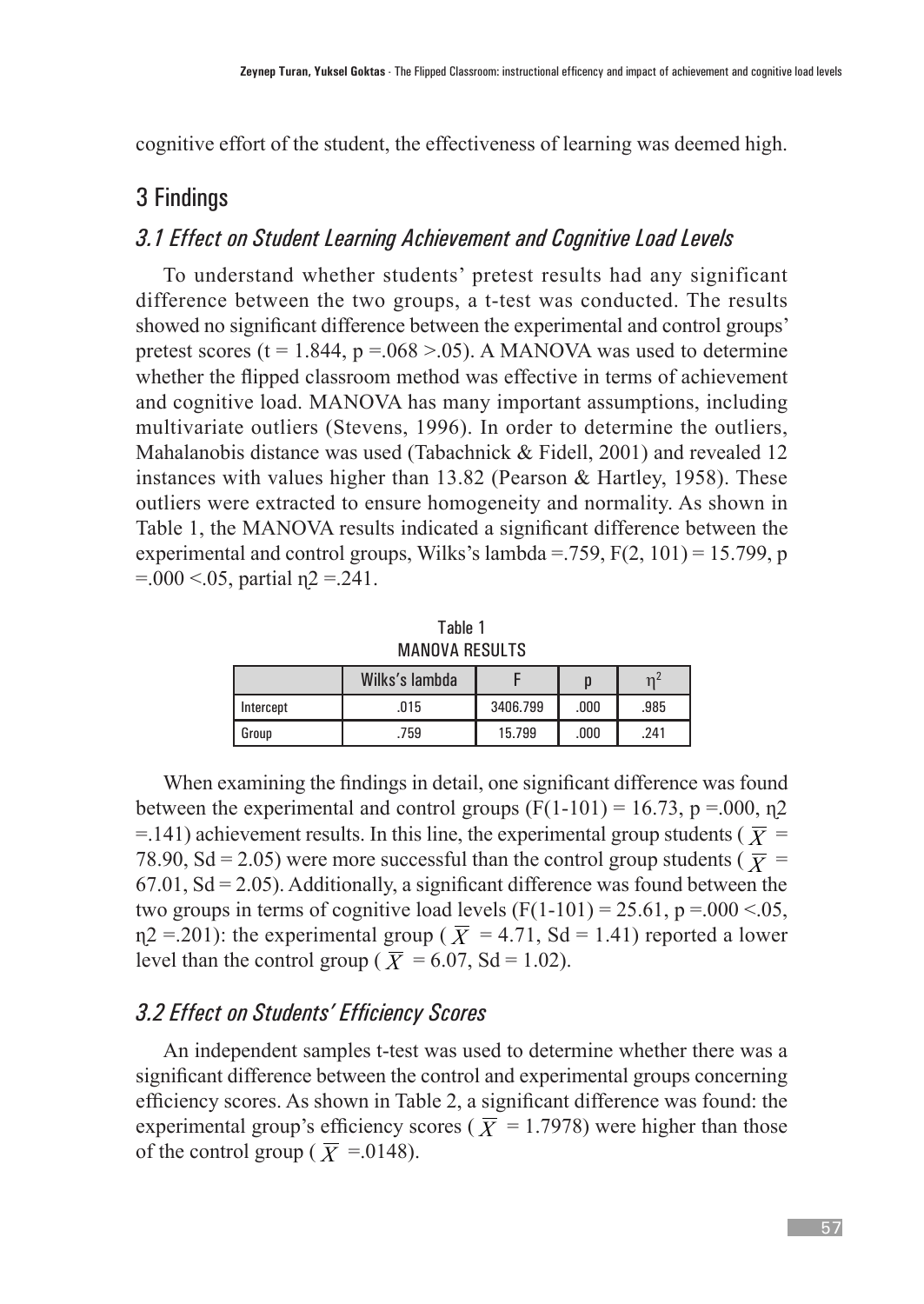cognitive effort of the student, the effectiveness of learning was deemed high.

## 3 Findings

### *3.1 Effect on Student Learning Achievement and Cognitive Load Levels*

To understand whether students' pretest results had any significant difference between the two groups, a t-test was conducted. The results showed no significant difference between the experimental and control groups' pretest scores ($t = 1.844$, $p = .068 > .05$). A MANOVA was used to determine whether the flipped classroom method was effective in terms of achievement and cognitive load. MANOVA has many important assumptions, including multivariate outliers (Stevens, 1996). In order to determine the outliers, Mahalanobis distance was used (Tabachnick & Fidell, 2001) and revealed 12 instances with values higher than 13.82 (Pearson & Hartley, 1958). These outliers were extracted to ensure homogeneity and normality. As shown in Table 1, the MANOVA results indicated a significant difference between the experimental and control groups, Wilks's lambda =.759, $F(2, 101) = 15.799$, $p = .000 < .05$, partial $\eta^2 = .241$.

Table 1
MANOVA RESULTS

| | Wilks's lambda | F | p | $\eta^2$ |
|---|---|---|---|---|
| Intercept | .015 | 3406.799 | .000 | .985 |
| Group | .759 | 15.799 | .000 | .241 |

When examining the findings in detail, one significant difference was found between the experimental and control groups ($F(1\text{-}101) = 16.73$, $p = .000$, $\eta^2 = .141$) achievement results. In this line, the experimental group students ($\overline{X} = 78.90$, $Sd = 2.05$) were more successful than the control group students ($\overline{X} = 67.01$, $Sd = 2.05$). Additionally, a significant difference was found between the two groups in terms of cognitive load levels ($F(1\text{-}101) = 25.61$, $p = .000 < .05$, $\eta^2 = .201$): the experimental group ($\overline{X} = 4.71$, $Sd = 1.41$) reported a lower level than the control group ($\overline{X} = 6.07$, $Sd = 1.02$).

### *3.2 Effect on Students' Efficiency Scores*

An independent samples t-test was used to determine whether there was a significant difference between the control and experimental groups concerning efficiency scores. As shown in Table 2, a significant difference was found: the experimental group's efficiency scores ($\overline{X} = 1.7978$) were higher than those of the control group ($\overline{X} = .0148$).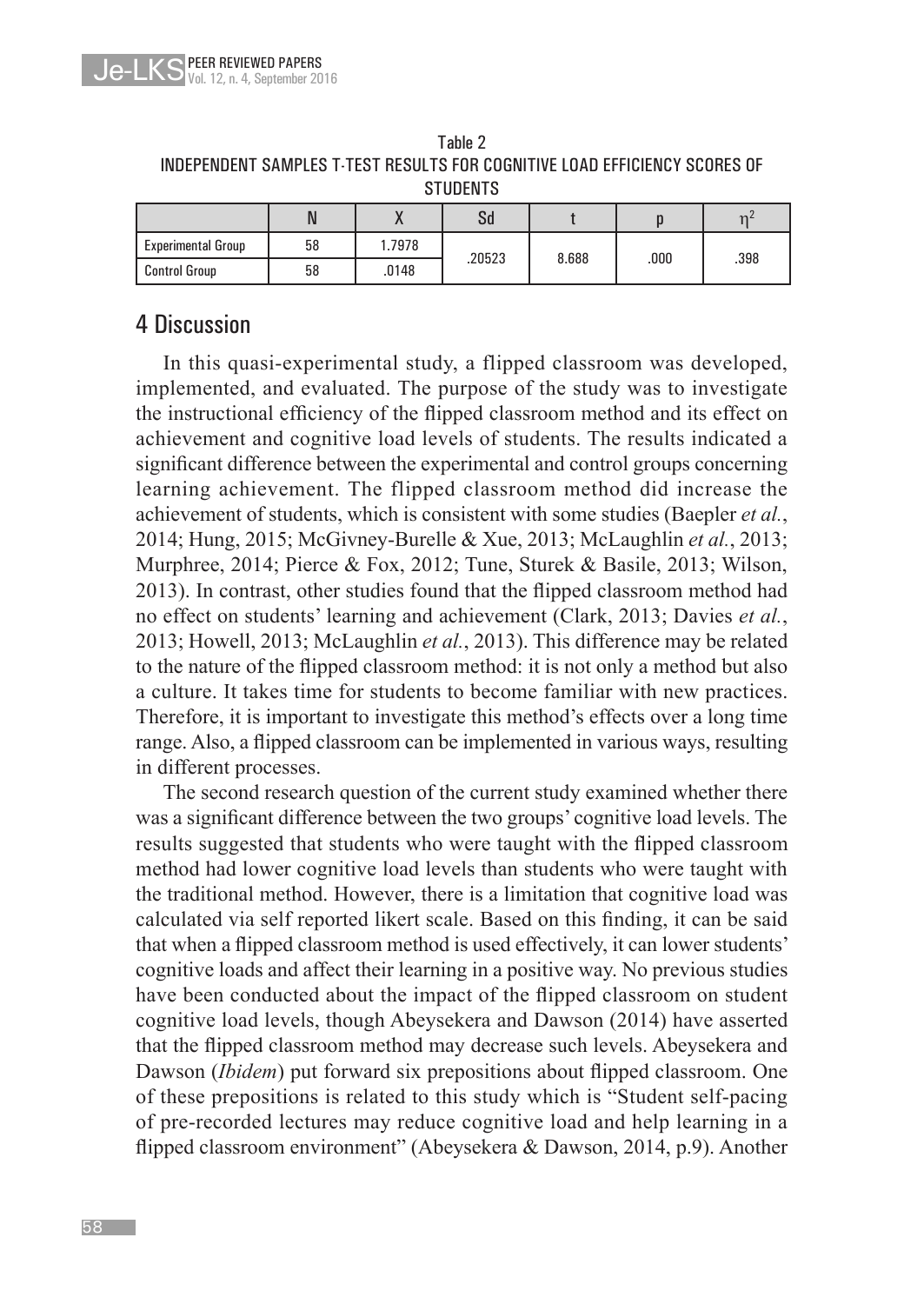Table 2
INDEPENDENT SAMPLES T-TEST RESULTS FOR COGNITIVE LOAD EFFICIENCY SCORES OF STUDENTS

| | N | X | Sd | t | p | $\eta^2$ |
|---|---|---|---|---|---|---|
| Experimental Group | 58 | 1.7978 | .20523 | 8.688 | .000 | .398 |
| Control Group | 58 | .0148 | | | | |

## 4 Discussion

In this quasi-experimental study, a flipped classroom was developed, implemented, and evaluated. The purpose of the study was to investigate the instructional efficiency of the flipped classroom method and its effect on achievement and cognitive load levels of students. The results indicated a significant difference between the experimental and control groups concerning learning achievement. The flipped classroom method did increase the achievement of students, which is consistent with some studies (Baepler *et al.*, 2014; Hung, 2015; McGivney-Burelle & Xue, 2013; McLaughlin *et al.*, 2013; Murphree, 2014; Pierce & Fox, 2012; Tune, Sturek & Basile, 2013; Wilson, 2013). In contrast, other studies found that the flipped classroom method had no effect on students' learning and achievement (Clark, 2013; Davies *et al.*, 2013; Howell, 2013; McLaughlin *et al.*, 2013). This difference may be related to the nature of the flipped classroom method: it is not only a method but also a culture. It takes time for students to become familiar with new practices. Therefore, it is important to investigate this method's effects over a long time range. Also, a flipped classroom can be implemented in various ways, resulting in different processes.

The second research question of the current study examined whether there was a significant difference between the two groups' cognitive load levels. The results suggested that students who were taught with the flipped classroom method had lower cognitive load levels than students who were taught with the traditional method. However, there is a limitation that cognitive load was calculated via self reported likert scale. Based on this finding, it can be said that when a flipped classroom method is used effectively, it can lower students' cognitive loads and affect their learning in a positive way. No previous studies have been conducted about the impact of the flipped classroom on student cognitive load levels, though Abeysekera and Dawson (2014) have asserted that the flipped classroom method may decrease such levels. Abeysekera and Dawson (*Ibidem*) put forward six prepositions about flipped classroom. One of these prepositions is related to this study which is "Student self-pacing of pre-recorded lectures may reduce cognitive load and help learning in a flipped classroom environment" (Abeysekera & Dawson, 2014, p.9). Another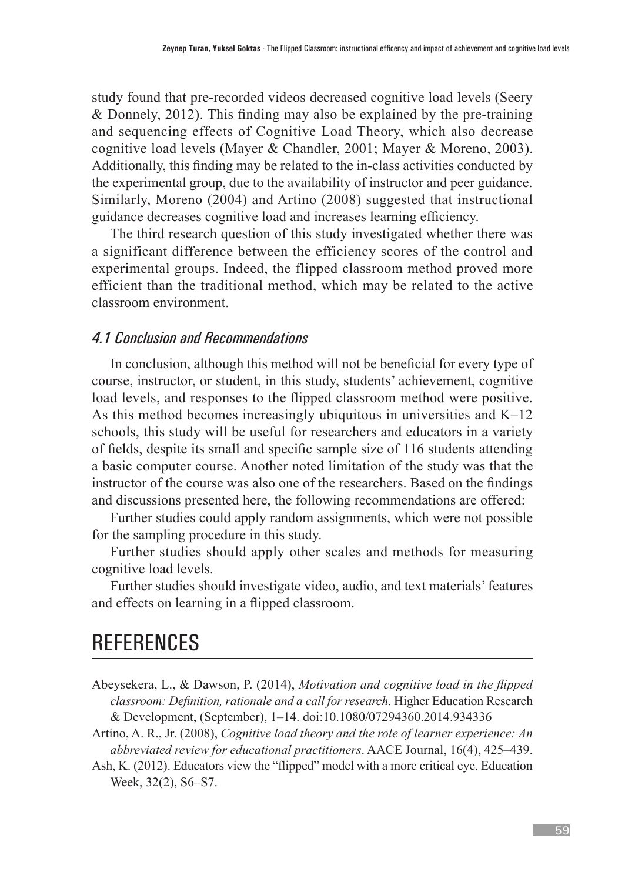study found that pre-recorded videos decreased cognitive load levels (Seery & Donnely, 2012). This finding may also be explained by the pre-training and sequencing effects of Cognitive Load Theory, which also decrease cognitive load levels (Mayer & Chandler, 2001; Mayer & Moreno, 2003). Additionally, this finding may be related to the in-class activities conducted by the experimental group, due to the availability of instructor and peer guidance. Similarly, Moreno (2004) and Artino (2008) suggested that instructional guidance decreases cognitive load and increases learning efficiency.

The third research question of this study investigated whether there was a significant difference between the efficiency scores of the control and experimental groups. Indeed, the flipped classroom method proved more efficient than the traditional method, which may be related to the active classroom environment.

### *4.1 Conclusion and Recommendations*

In conclusion, although this method will not be beneficial for every type of course, instructor, or student, in this study, students' achievement, cognitive load levels, and responses to the flipped classroom method were positive. As this method becomes increasingly ubiquitous in universities and K–12 schools, this study will be useful for researchers and educators in a variety of fields, despite its small and specific sample size of 116 students attending a basic computer course. Another noted limitation of the study was that the instructor of the course was also one of the researchers. Based on the findings and discussions presented here, the following recommendations are offered:

Further studies could apply random assignments, which were not possible for the sampling procedure in this study.

Further studies should apply other scales and methods for measuring cognitive load levels.

Further studies should investigate video, audio, and text materials' features and effects on learning in a flipped classroom.

## REFERENCES

Abeysekera, L., & Dawson, P. (2014), *Motivation and cognitive load in the flipped classroom: Definition, rationale and a call for research*. Higher Education Research & Development, (September), 1–14. doi:10.1080/07294360.2014.934336

Artino, A. R., Jr. (2008), *Cognitive load theory and the role of learner experience: An abbreviated review for educational practitioners*. AACE Journal, 16(4), 425–439.

Ash, K. (2012). Educators view the "flipped" model with a more critical eye. Education Week, 32(2), S6–S7.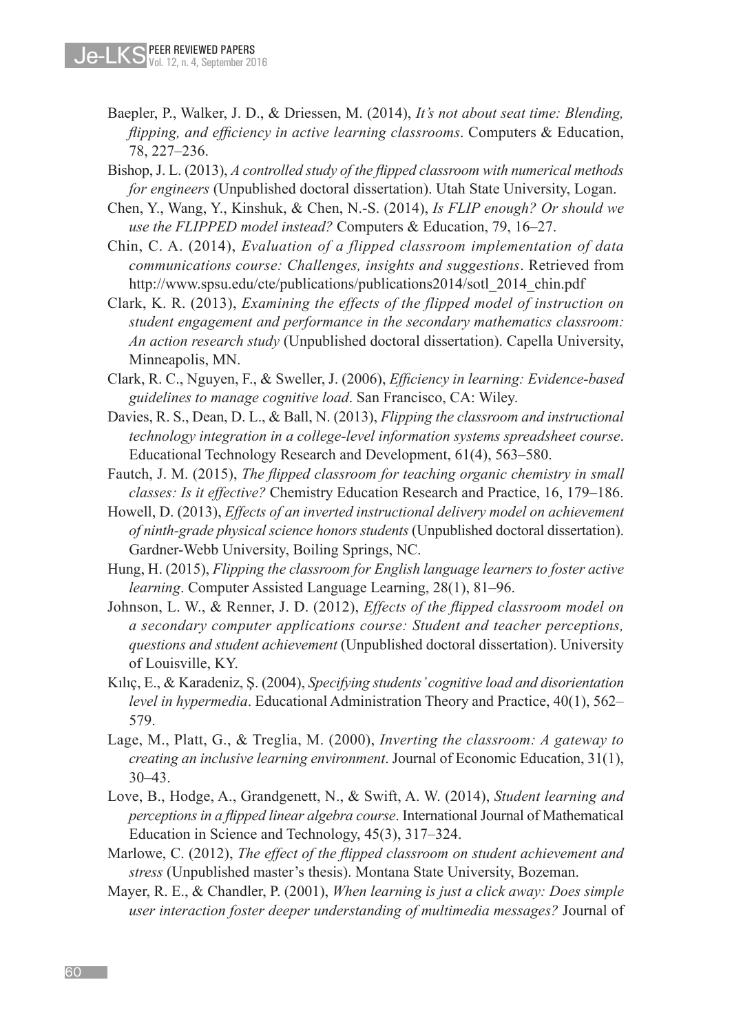Baepler, P., Walker, J. D., & Driessen, M. (2014), *It's not about seat time: Blending, flipping, and efficiency in active learning classrooms*. Computers & Education, 78, 227–236.

Bishop, J. L. (2013), *A controlled study of the flipped classroom with numerical methods for engineers* (Unpublished doctoral dissertation). Utah State University, Logan.

Chen, Y., Wang, Y., Kinshuk, & Chen, N.-S. (2014), *Is FLIP enough? Or should we use the FLIPPED model instead?* Computers & Education, 79, 16–27.

Chin, C. A. (2014), *Evaluation of a flipped classroom implementation of data communications course: Challenges, insights and suggestions*. Retrieved from http://www.spsu.edu/cte/publications/publications2014/sotl_2014_chin.pdf

Clark, K. R. (2013), *Examining the effects of the flipped model of instruction on student engagement and performance in the secondary mathematics classroom: An action research study* (Unpublished doctoral dissertation). Capella University, Minneapolis, MN.

Clark, R. C., Nguyen, F., & Sweller, J. (2006), *Efficiency in learning: Evidence-based guidelines to manage cognitive load*. San Francisco, CA: Wiley.

Davies, R. S., Dean, D. L., & Ball, N. (2013), *Flipping the classroom and instructional technology integration in a college-level information systems spreadsheet course*. Educational Technology Research and Development, 61(4), 563–580.

Fautch, J. M. (2015), *The flipped classroom for teaching organic chemistry in small classes: Is it effective?* Chemistry Education Research and Practice, 16, 179–186.

Howell, D. (2013), *Effects of an inverted instructional delivery model on achievement of ninth-grade physical science honors students* (Unpublished doctoral dissertation). Gardner-Webb University, Boiling Springs, NC.

Hung, H. (2015), *Flipping the classroom for English language learners to foster active learning*. Computer Assisted Language Learning, 28(1), 81–96.

Johnson, L. W., & Renner, J. D. (2012), *Effects of the flipped classroom model on a secondary computer applications course: Student and teacher perceptions, questions and student achievement* (Unpublished doctoral dissertation). University of Louisville, KY.

Kılıç, E., & Karadeniz, Ş. (2004), *Specifying students' cognitive load and disorientation level in hypermedia*. Educational Administration Theory and Practice, 40(1), 562–579.

Lage, M., Platt, G., & Treglia, M. (2000), *Inverting the classroom: A gateway to creating an inclusive learning environment*. Journal of Economic Education, 31(1), 30–43.

Love, B., Hodge, A., Grandgenett, N., & Swift, A. W. (2014), *Student learning and perceptions in a flipped linear algebra course*. International Journal of Mathematical Education in Science and Technology, 45(3), 317–324.

Marlowe, C. (2012), *The effect of the flipped classroom on student achievement and stress* (Unpublished master's thesis). Montana State University, Bozeman.

Mayer, R. E., & Chandler, P. (2001), *When learning is just a click away: Does simple user interaction foster deeper understanding of multimedia messages?* Journal of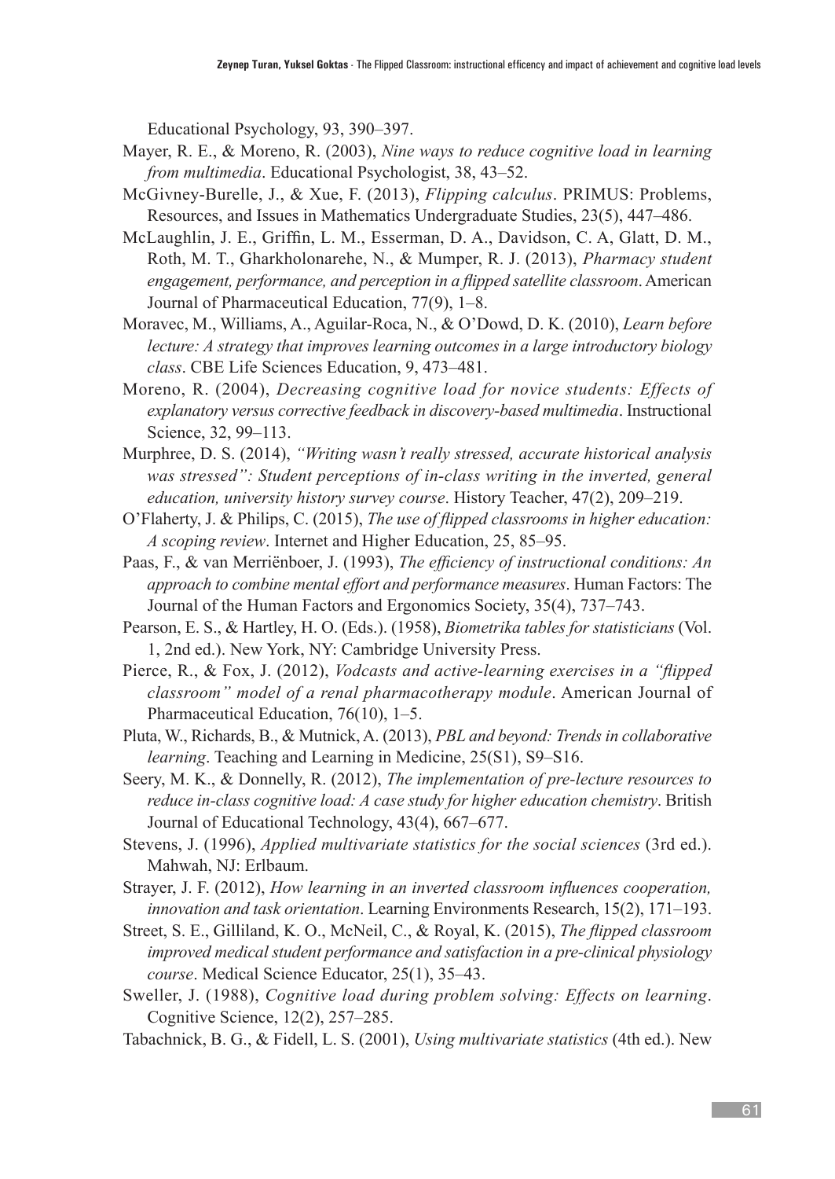Educational Psychology, 93, 390–397.

Mayer, R. E., & Moreno, R. (2003), *Nine ways to reduce cognitive load in learning from multimedia*. Educational Psychologist, 38, 43–52.

McGivney-Burelle, J., & Xue, F. (2013), *Flipping calculus*. PRIMUS: Problems, Resources, and Issues in Mathematics Undergraduate Studies, 23(5), 447–486.

McLaughlin, J. E., Griffin, L. M., Esserman, D. A., Davidson, C. A, Glatt, D. M., Roth, M. T., Gharkholonarehe, N., & Mumper, R. J. (2013), *Pharmacy student engagement, performance, and perception in a flipped satellite classroom*. American Journal of Pharmaceutical Education, 77(9), 1–8.

Moravec, M., Williams, A., Aguilar-Roca, N., & O'Dowd, D. K. (2010), *Learn before lecture: A strategy that improves learning outcomes in a large introductory biology class*. CBE Life Sciences Education, 9, 473–481.

Moreno, R. (2004), *Decreasing cognitive load for novice students: Effects of explanatory versus corrective feedback in discovery-based multimedia*. Instructional Science, 32, 99–113.

Murphree, D. S. (2014), *"Writing wasn't really stressed, accurate historical analysis was stressed": Student perceptions of in-class writing in the inverted, general education, university history survey course*. History Teacher, 47(2), 209–219.

O'Flaherty, J. & Philips, C. (2015), *The use of flipped classrooms in higher education: A scoping review*. Internet and Higher Education, 25, 85–95.

Paas, F., & van Merriënboer, J. (1993), *The efficiency of instructional conditions: An approach to combine mental effort and performance measures*. Human Factors: The Journal of the Human Factors and Ergonomics Society, 35(4), 737–743.

Pearson, E. S., & Hartley, H. O. (Eds.). (1958), *Biometrika tables for statisticians* (Vol. 1, 2nd ed.). New York, NY: Cambridge University Press.

Pierce, R., & Fox, J. (2012), *Vodcasts and active-learning exercises in a "flipped classroom" model of a renal pharmacotherapy module*. American Journal of Pharmaceutical Education, 76(10), 1–5.

Pluta, W., Richards, B., & Mutnick, A. (2013), *PBL and beyond: Trends in collaborative learning*. Teaching and Learning in Medicine, 25(S1), S9–S16.

Seery, M. K., & Donnelly, R. (2012), *The implementation of pre-lecture resources to reduce in-class cognitive load: A case study for higher education chemistry*. British Journal of Educational Technology, 43(4), 667–677.

Stevens, J. (1996), *Applied multivariate statistics for the social sciences* (3rd ed.). Mahwah, NJ: Erlbaum.

Strayer, J. F. (2012), *How learning in an inverted classroom influences cooperation, innovation and task orientation*. Learning Environments Research, 15(2), 171–193.

Street, S. E., Gilliland, K. O., McNeil, C., & Royal, K. (2015), *The flipped classroom improved medical student performance and satisfaction in a pre-clinical physiology course*. Medical Science Educator, 25(1), 35–43.

Sweller, J. (1988), *Cognitive load during problem solving: Effects on learning*. Cognitive Science, 12(2), 257–285.

Tabachnick, B. G., & Fidell, L. S. (2001), *Using multivariate statistics* (4th ed.). New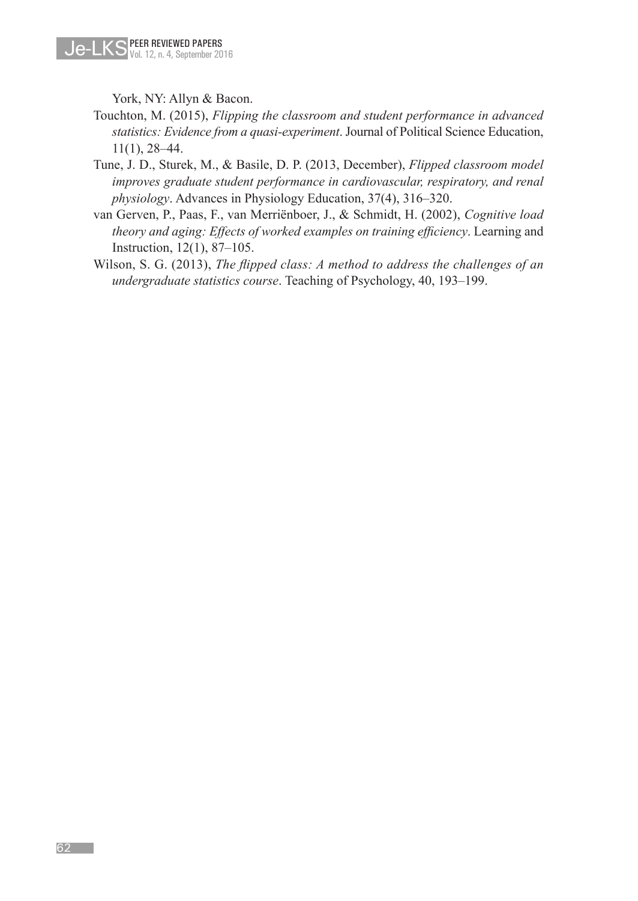York, NY: Allyn & Bacon.

Touchton, M. (2015), *Flipping the classroom and student performance in advanced statistics: Evidence from a quasi-experiment*. Journal of Political Science Education, 11(1), 28–44.

Tune, J. D., Sturek, M., & Basile, D. P. (2013, December), *Flipped classroom model improves graduate student performance in cardiovascular, respiratory, and renal physiology*. Advances in Physiology Education, 37(4), 316–320.

van Gerven, P., Paas, F., van Merriënboer, J., & Schmidt, H. (2002), *Cognitive load theory and aging: Effects of worked examples on training efficiency*. Learning and Instruction, 12(1), 87–105.

Wilson, S. G. (2013), *The flipped class: A method to address the challenges of an undergraduate statistics course*. Teaching of Psychology, 40, 193–199.